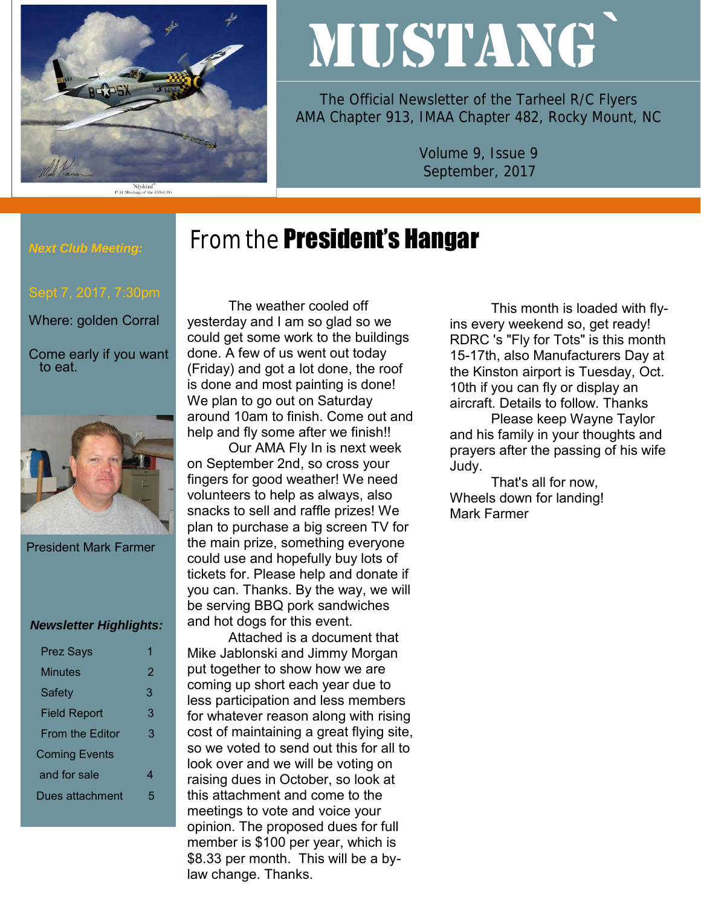# MUSTANG`

The Official Newsletter of the Tarheel R/C Flyers
AMA Chapter 913, IMAA Chapter 482, Rocky Mount, NC

Volume 9, Issue 9
September, 2017

***Next Club Meeting:***

Sept 7, 2017, 7:30pm

Where: golden Corral

Come early if you want to eat.

President Mark Farmer

***Newsletter Highlights:***

| | |
|---|---|
| Prez Says | 1 |
| Minutes | 2 |
| Safety | 3 |
| Field Report | 3 |
| From the Editor | 3 |
| Coming Events and for sale | 4 |
| Dues attachment | 5 |

## From the **President's Hangar**

The weather cooled off yesterday and I am so glad so we could get some work to the buildings done. A few of us went out today (Friday) and got a lot done, the roof is done and most painting is done! We plan to go out on Saturday around 10am to finish. Come out and help and fly some after we finish!!

Our AMA Fly In is next week on September 2nd, so cross your fingers for good weather! We need volunteers to help as always, also snacks to sell and raffle prizes! We plan to purchase a big screen TV for the main prize, something everyone could use and hopefully buy lots of tickets for. Please help and donate if you can. Thanks. By the way, we will be serving BBQ pork sandwiches and hot dogs for this event.

Attached is a document that Mike Jablonski and Jimmy Morgan put together to show how we are coming up short each year due to less participation and less members for whatever reason along with rising cost of maintaining a great flying site, so we voted to send out this for all to look over and we will be voting on raising dues in October, so look at this attachment and come to the meetings to vote and voice your opinion. The proposed dues for full member is $100 per year, which is $8.33 per month. This will be a by-law change. Thanks.

This month is loaded with fly-ins every weekend so, get ready! RDRC 's "Fly for Tots" is this month 15-17th, also Manufacturers Day at the Kinston airport is Tuesday, Oct. 10th if you can fly or display an aircraft. Details to follow. Thanks

Please keep Wayne Taylor and his family in your thoughts and prayers after the passing of his wife Judy.

That's all for now,
Wheels down for landing!
Mark Farmer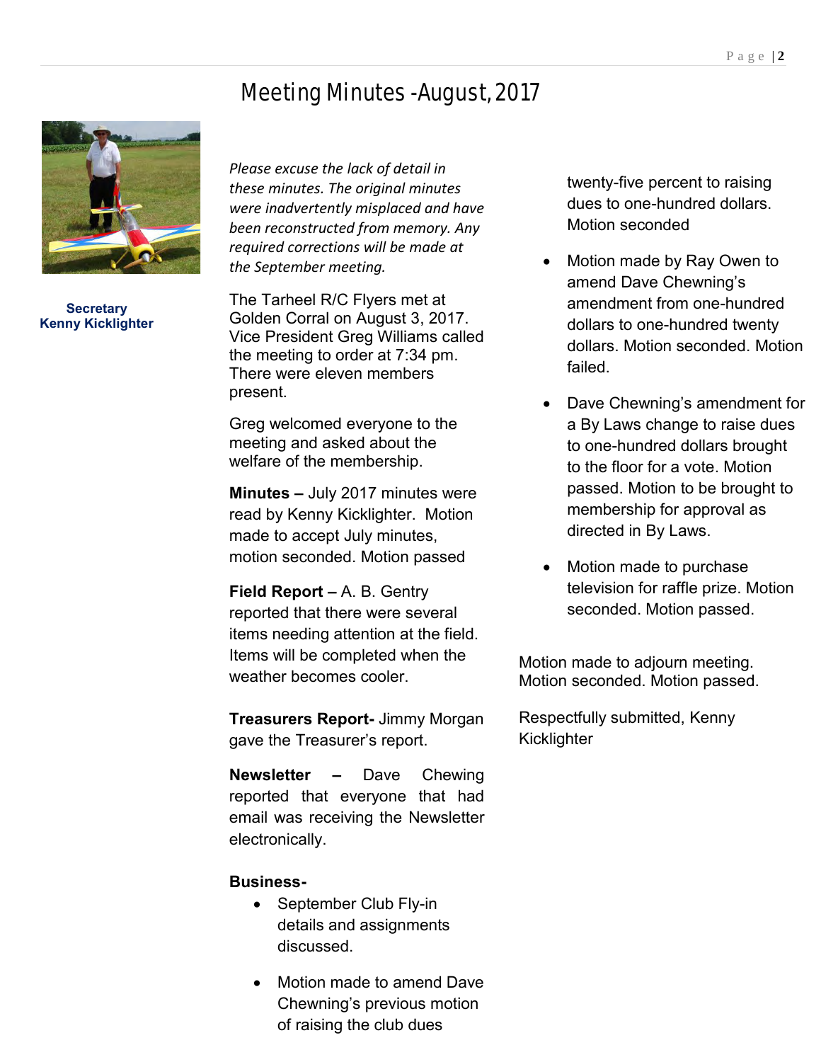# Meeting Minutes -August, 2017

**Secretary**
**Kenny Kicklighter**

*Please excuse the lack of detail in these minutes. The original minutes were inadvertently misplaced and have been reconstructed from memory. Any required corrections will be made at the September meeting.*

The Tarheel R/C Flyers met at Golden Corral on August 3, 2017. Vice President Greg Williams called the meeting to order at 7:34 pm. There were eleven members present.

Greg welcomed everyone to the meeting and asked about the welfare of the membership.

**Minutes –** July 2017 minutes were read by Kenny Kicklighter. Motion made to accept July minutes, motion seconded. Motion passed

**Field Report –** A. B. Gentry reported that there were several items needing attention at the field. Items will be completed when the weather becomes cooler.

**Treasurers Report-** Jimmy Morgan gave the Treasurer's report.

**Newsletter –** Dave Chewing reported that everyone that had email was receiving the Newsletter electronically.

**Business-**

- September Club Fly-in details and assignments discussed.
- Motion made to amend Dave Chewning's previous motion of raising the club dues twenty-five percent to raising dues to one-hundred dollars. Motion seconded
- Motion made by Ray Owen to amend Dave Chewning's amendment from one-hundred dollars to one-hundred twenty dollars. Motion seconded. Motion failed.
- Dave Chewning's amendment for a By Laws change to raise dues to one-hundred dollars brought to the floor for a vote. Motion passed. Motion to be brought to membership for approval as directed in By Laws.
- Motion made to purchase television for raffle prize. Motion seconded. Motion passed.

Motion made to adjourn meeting. Motion seconded. Motion passed.

Respectfully submitted, Kenny Kicklighter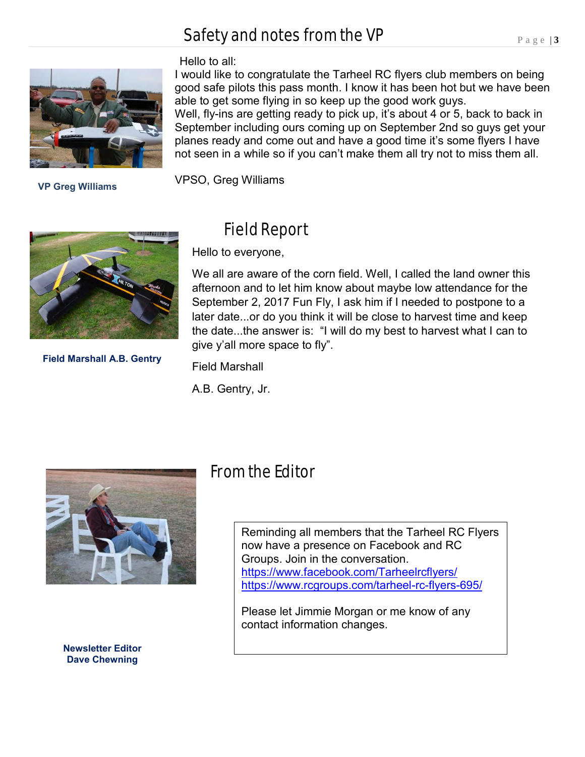# Safety and notes from the VP

Hello to all:

I would like to congratulate the Tarheel RC flyers club members on being good safe pilots this pass month. I know it has been hot but we have been able to get some flying in so keep up the good work guys.

Well, fly-ins are getting ready to pick up, it's about 4 or 5, back to back in September including ours coming up on September 2nd so guys get your planes ready and come out and have a good time it's some flyers I have not seen in a while so if you can't make them all try not to miss them all.

VPSO, Greg Williams

**VP Greg Williams**

# Field Report

Hello to everyone,

We all are aware of the corn field. Well, I called the land owner this afternoon and to let him know about maybe low attendance for the September 2, 2017 Fun Fly, I ask him if I needed to postpone to a later date...or do you think it will be close to harvest time and keep the date...the answer is: "I will do my best to harvest what I can to give y'all more space to fly".

Field Marshall

A.B. Gentry, Jr.

**Field Marshall A.B. Gentry**

# From the Editor

Reminding all members that the Tarheel RC Flyers now have a presence on Facebook and RC Groups. Join in the conversation.
https://www.facebook.com/Tarheelrcflyers/
https://www.rcgroups.com/tarheel-rc-flyers-695/

Please let Jimmie Morgan or me know of any contact information changes.

**Newsletter Editor Dave Chewning**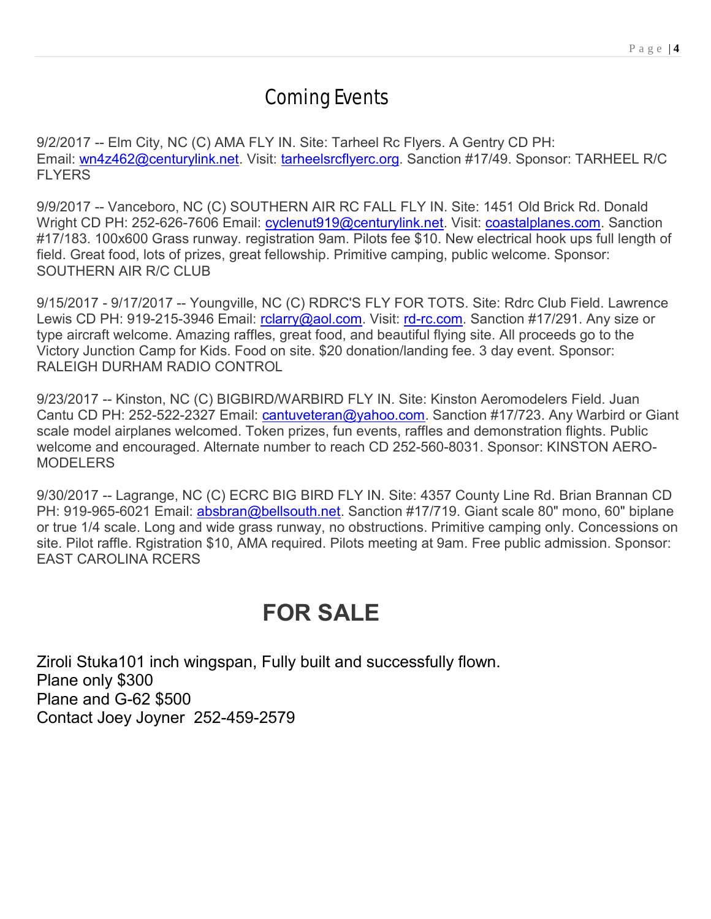# Coming Events

9/2/2017 -- Elm City, NC (C) AMA FLY IN. Site: Tarheel Rc Flyers. A Gentry CD PH: Email: wn4z462@centurylink.net. Visit: tarheelsrcflyerc.org. Sanction #17/49. Sponsor: TARHEEL R/C FLYERS

9/9/2017 -- Vanceboro, NC (C) SOUTHERN AIR RC FALL FLY IN. Site: 1451 Old Brick Rd. Donald Wright CD PH: 252-626-7606 Email: cyclenut919@centurylink.net. Visit: coastalplanes.com. Sanction #17/183. 100x600 Grass runway. registration 9am. Pilots fee $10. New electrical hook ups full length of field. Great food, lots of prizes, great fellowship. Primitive camping, public welcome. Sponsor: SOUTHERN AIR R/C CLUB

9/15/2017 - 9/17/2017 -- Youngville, NC (C) RDRC'S FLY FOR TOTS. Site: Rdrc Club Field. Lawrence Lewis CD PH: 919-215-3946 Email: rclarry@aol.com. Visit: rd-rc.com. Sanction #17/291. Any size or type aircraft welcome. Amazing raffles, great food, and beautiful flying site. All proceeds go to the Victory Junction Camp for Kids. Food on site. $20 donation/landing fee. 3 day event. Sponsor: RALEIGH DURHAM RADIO CONTROL

9/23/2017 -- Kinston, NC (C) BIGBIRD/WARBIRD FLY IN. Site: Kinston Aeromodelers Field. Juan Cantu CD PH: 252-522-2327 Email: cantuveteran@yahoo.com. Sanction #17/723. Any Warbird or Giant scale model airplanes welcomed. Token prizes, fun events, raffles and demonstration flights. Public welcome and encouraged. Alternate number to reach CD 252-560-8031. Sponsor: KINSTON AERO-MODELERS

9/30/2017 -- Lagrange, NC (C) ECRC BIG BIRD FLY IN. Site: 4357 County Line Rd. Brian Brannan CD PH: 919-965-6021 Email: absbran@bellsouth.net. Sanction #17/719. Giant scale 80" mono, 60" biplane or true 1/4 scale. Long and wide grass runway, no obstructions. Primitive camping only. Concessions on site. Pilot raffle. Rgistration $10, AMA required. Pilots meeting at 9am. Free public admission. Sponsor: EAST CAROLINA RCERS

# FOR SALE

Ziroli Stuka101 inch wingspan, Fully built and successfully flown.
Plane only $300
Plane and G-62 $500
Contact Joey Joyner 252-459-2579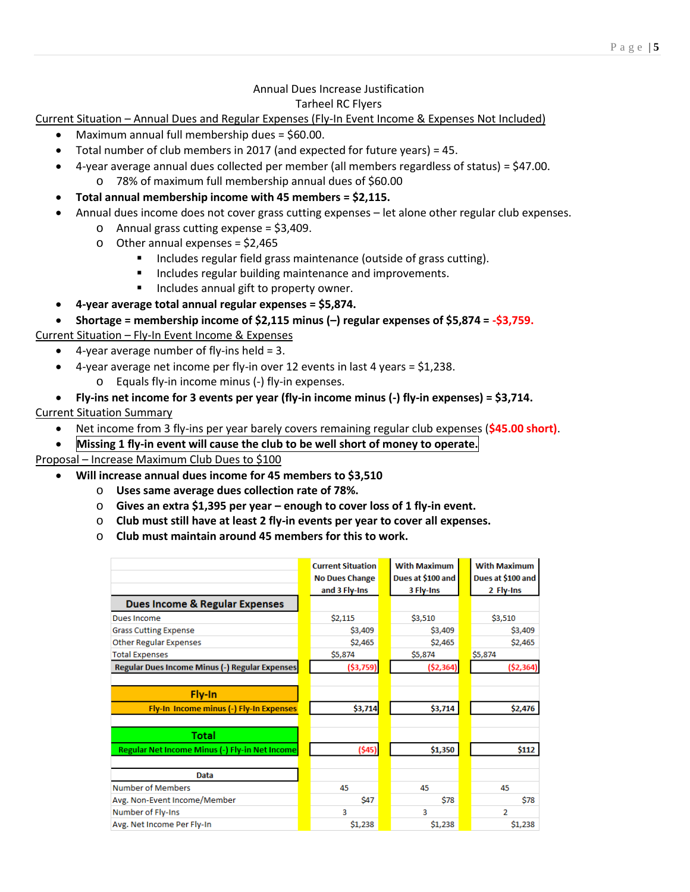Annual Dues Increase Justification

Tarheel RC Flyers

Current Situation – Annual Dues and Regular Expenses (Fly-In Event Income & Expenses Not Included)

- Maximum annual full membership dues = $60.00.
- Total number of club members in 2017 (and expected for future years) = 45.
- 4-year average annual dues collected per member (all members regardless of status) = $47.00.
  - 78% of maximum full membership annual dues of $60.00
- **Total annual membership income with 45 members = $2,115.**
- Annual dues income does not cover grass cutting expenses – let alone other regular club expenses.
  - Annual grass cutting expense = $3,409.
  - Other annual expenses = $2,465
    - Includes regular field grass maintenance (outside of grass cutting).
    - Includes regular building maintenance and improvements.
    - Includes annual gift to property owner.
- **4-year average total annual regular expenses = $5,874.**
- **Shortage = membership income of $2,115 minus (–) regular expenses of $5,874 = -$3,759.**

Current Situation – Fly-In Event Income & Expenses

- 4-year average number of fly-ins held = 3.
- 4-year average net income per fly-in over 12 events in last 4 years = $1,238.
  - Equals fly-in income minus (-) fly-in expenses.
- **Fly-ins net income for 3 events per year (fly-in income minus (-) fly-in expenses) = $3,714.**

Current Situation Summary

- Net income from 3 fly-ins per year barely covers remaining regular club expenses (**$45.00 short)**.
- **Missing 1 fly-in event will cause the club to be well short of money to operate.**

Proposal – Increase Maximum Club Dues to $100

- **Will increase annual dues income for 45 members to $3,510**
  - **Uses same average dues collection rate of 78%.**
  - **Gives an extra $1,395 per year – enough to cover loss of 1 fly-in event.**
  - **Club must still have at least 2 fly-in events per year to cover all expenses.**
  - **Club must maintain around 45 members for this to work.**

| | Current Situation No Dues Change and 3 Fly-Ins | With Maximum Dues at $100 and 3 Fly-Ins | With Maximum Dues at $100 and 2 Fly-Ins |
|---|---|---|---|
| **Dues Income & Regular Expenses** | | | |
| Dues Income | $2,115 | $3,510 | $3,510 |
| Grass Cutting Expense | $3,409 | $3,409 | $3,409 |
| Other Regular Expenses | $2,465 | $2,465 | $2,465 |
| Total Expenses | $5,874 | $5,874 | $5,874 |
| **Regular Dues Income Minus (-) Regular Expenses** | ($3,759) | ($2,364) | ($2,364) |
| **Fly-In** | | | |
| **Fly-In Income minus (-) Fly-In Expenses** | $3,714 | $3,714 | $2,476 |
| **Total** | | | |
| **Regular Net Income Minus (-) Fly-in Net Income** | ($45) | $1,350 | $112 |
| **Data** | | | |
| Number of Members | 45 | 45 | 45 |
| Avg. Non-Event Income/Member | $47 | $78 | $78 |
| Number of Fly-Ins | 3 | 3 | 2 |
| Avg. Net Income Per Fly-In | $1,238 | $1,238 | $1,238 |